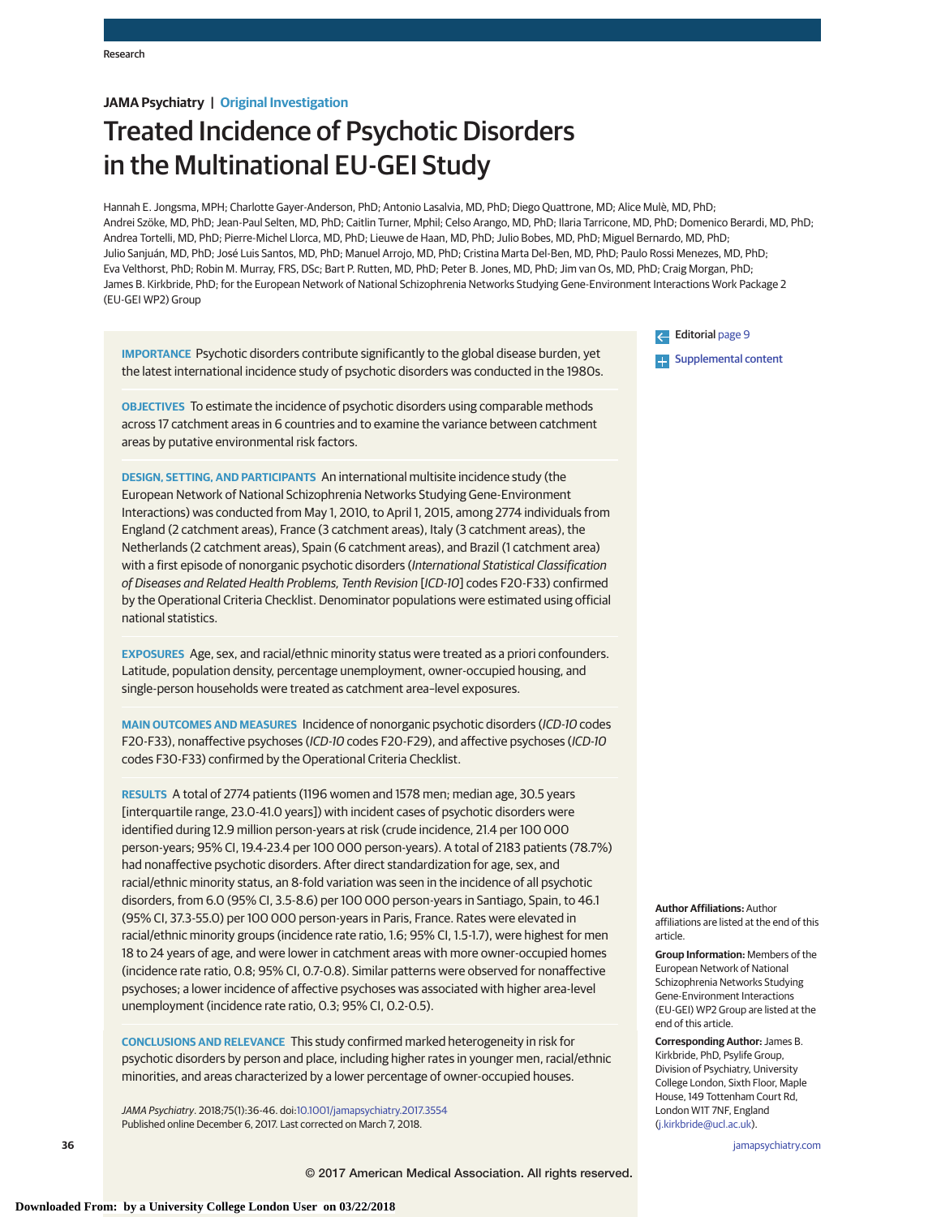Research

**JAMA Psychiatry | Original Investigation**

# Treated Incidence of Psychotic Disorders in the Multinational EU-GEI Study

Hannah E. Jongsma, MPH; Charlotte Gayer-Anderson, PhD; Antonio Lasalvia, MD, PhD; Diego Quattrone, MD; Alice Mulè, MD, PhD; Andrei Szöke, MD, PhD; Jean-Paul Selten, MD, PhD; Caitlin Turner, Mphil; Celso Arango, MD, PhD; Ilaria Tarricone, MD, PhD; Domenico Berardi, MD, PhD; Andrea Tortelli, MD, PhD; Pierre-Michel Llorca, MD, PhD; Lieuwe de Haan, MD, PhD; Julio Bobes, MD, PhD; Miguel Bernardo, MD, PhD; Julio Sanjuán, MD, PhD; José Luis Santos, MD, PhD; Manuel Arrojo, MD, PhD; Cristina Marta Del-Ben, MD, PhD; Paulo Rossi Menezes, MD, PhD; Eva Velthorst, PhD; Robin M. Murray, FRS, DSc; Bart P. Rutten, MD, PhD; Peter B. Jones, MD, PhD; Jim van Os, MD, PhD; Craig Morgan, PhD; James B. Kirkbride, PhD; for the European Network of National Schizophrenia Networks Studying Gene-Environment Interactions Work Package 2 (EU-GEI WP2) Group

Editorial page 9

Supplemental content

**IMPORTANCE** Psychotic disorders contribute significantly to the global disease burden, yet the latest international incidence study of psychotic disorders was conducted in the 1980s.

**OBJECTIVES** To estimate the incidence of psychotic disorders using comparable methods across 17 catchment areas in 6 countries and to examine the variance between catchment areas by putative environmental risk factors.

**DESIGN, SETTING, AND PARTICIPANTS** An international multisite incidence study (the European Network of National Schizophrenia Networks Studying Gene-Environment Interactions) was conducted from May 1, 2010, to April 1, 2015, among 2774 individuals from England (2 catchment areas), France (3 catchment areas), Italy (3 catchment areas), the Netherlands (2 catchment areas), Spain (6 catchment areas), and Brazil (1 catchment area) with a first episode of nonorganic psychotic disorders (*International Statistical Classification of Diseases and Related Health Problems, Tenth Revision* [*ICD-10*] codes F20-F33) confirmed by the Operational Criteria Checklist. Denominator populations were estimated using official national statistics.

**EXPOSURES** Age, sex, and racial/ethnic minority status were treated as a priori confounders. Latitude, population density, percentage unemployment, owner-occupied housing, and single-person households were treated as catchment area–level exposures.

**MAIN OUTCOMES AND MEASURES** Incidence of nonorganic psychotic disorders (*ICD-10* codes F20-F33), nonaffective psychoses (*ICD-10* codes F20-F29), and affective psychoses (*ICD-10* codes F30-F33) confirmed by the Operational Criteria Checklist.

**RESULTS** A total of 2774 patients (1196 women and 1578 men; median age, 30.5 years [interquartile range, 23.0-41.0 years]) with incident cases of psychotic disorders were identified during 12.9 million person-years at risk (crude incidence, 21.4 per 100 000 person-years; 95% CI, 19.4-23.4 per 100 000 person-years). A total of 2183 patients (78.7%) had nonaffective psychotic disorders. After direct standardization for age, sex, and racial/ethnic minority status, an 8-fold variation was seen in the incidence of all psychotic disorders, from 6.0 (95% CI, 3.5-8.6) per 100 000 person-years in Santiago, Spain, to 46.1 (95% CI, 37.3-55.0) per 100 000 person-years in Paris, France. Rates were elevated in racial/ethnic minority groups (incidence rate ratio, 1.6; 95% CI, 1.5-1.7), were highest for men 18 to 24 years of age, and were lower in catchment areas with more owner-occupied homes (incidence rate ratio, 0.8; 95% CI, 0.7-0.8). Similar patterns were observed for nonaffective psychoses; a lower incidence of affective psychoses was associated with higher area-level unemployment (incidence rate ratio, 0.3; 95% CI, 0.2-0.5).

**CONCLUSIONS AND RELEVANCE** This study confirmed marked heterogeneity in risk for psychotic disorders by person and place, including higher rates in younger men, racial/ethnic minorities, and areas characterized by a lower percentage of owner-occupied houses.

*JAMA Psychiatry*. 2018;75(1):36-46. doi:10.1001/jamapsychiatry.2017.3554
Published online December 6, 2017. Last corrected on March 7, 2018.

**Author Affiliations:** Author affiliations are listed at the end of this article.

**Group Information:** Members of the European Network of National Schizophrenia Networks Studying Gene-Environment Interactions (EU-GEI) WP2 Group are listed at the end of this article.

**Corresponding Author:** James B. Kirkbride, PhD, Psylife Group, Division of Psychiatry, University College London, Sixth Floor, Maple House, 149 Tottenham Court Rd, London W1T 7NF, England (j.kirkbride@ucl.ac.uk).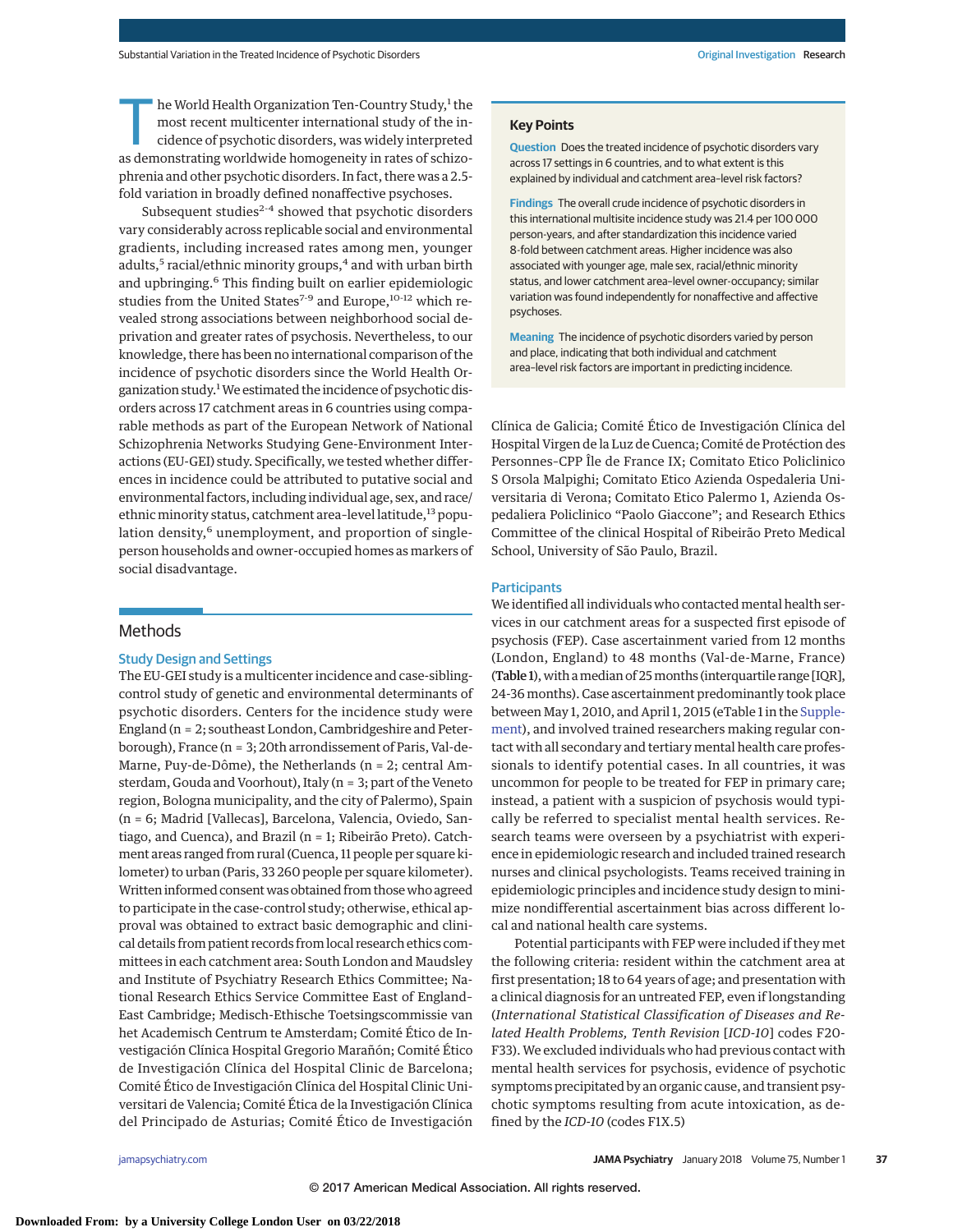The World Health Organization Ten-Country Study,[1] the most recent multicenter international study of the incidence of psychotic disorders, was widely interpreted as demonstrating worldwide homogeneity in rates of schizophrenia and other psychotic disorders. In fact, there was a 2.5-fold variation in broadly defined nonaffective psychoses.

Subsequent studies[2-4] showed that psychotic disorders vary considerably across replicable social and environmental gradients, including increased rates among men, younger adults,[5] racial/ethnic minority groups,[4] and with urban birth and upbringing.[6] This finding built on earlier epidemiologic studies from the United States[7-9] and Europe,[10-12] which revealed strong associations between neighborhood social deprivation and greater rates of psychosis. Nevertheless, to our knowledge, there has been no international comparison of the incidence of psychotic disorders since the World Health Organization study.[1] We estimated the incidence of psychotic disorders across 17 catchment areas in 6 countries using comparable methods as part of the European Network of National Schizophrenia Networks Studying Gene-Environment Interactions (EU-GEI) study. Specifically, we tested whether differences in incidence could be attributed to putative social and environmental factors, including individual age, sex, and race/ethnic minority status, catchment area–level latitude,[13] population density,[6] unemployment, and proportion of single-person households and owner-occupied homes as markers of social disadvantage.

## Key Points

**Question** Does the treated incidence of psychotic disorders vary across 17 settings in 6 countries, and to what extent is this explained by individual and catchment area–level risk factors?

**Findings** The overall crude incidence of psychotic disorders in this international multisite incidence study was 21.4 per 100 000 person-years, and after standardization this incidence varied 8-fold between catchment areas. Higher incidence was also associated with younger age, male sex, racial/ethnic minority status, and lower catchment area–level owner-occupancy; similar variation was found independently for nonaffective and affective psychoses.

**Meaning** The incidence of psychotic disorders varied by person and place, indicating that both individual and catchment area–level risk factors are important in predicting incidence.

## Methods

### Study Design and Settings

The EU-GEI study is a multicenter incidence and case-sibling-control study of genetic and environmental determinants of psychotic disorders. Centers for the incidence study were England (n = 2; southeast London, Cambridgeshire and Peterborough), France (n = 3; 20th arrondissement of Paris, Val-de-Marne, Puy-de-Dôme), the Netherlands (n = 2; central Amsterdam, Gouda and Voorhout), Italy (n = 3; part of the Veneto region, Bologna municipality, and the city of Palermo), Spain (n = 6; Madrid [Vallecas], Barcelona, Valencia, Oviedo, Santiago, and Cuenca), and Brazil (n = 1; Ribeirão Preto). Catchment areas ranged from rural (Cuenca, 11 people per square kilometer) to urban (Paris, 33 260 people per square kilometer). Written informed consent was obtained from those who agreed to participate in the case-control study; otherwise, ethical approval was obtained to extract basic demographic and clinical details from patient records from local research ethics committees in each catchment area: South London and Maudsley and Institute of Psychiatry Research Ethics Committee; National Research Ethics Service Committee East of England-East Cambridge; Medisch-Ethische Toetsingscommissie van het Academisch Centrum te Amsterdam; Comité Ético de Investigación Clínica Hospital Gregorio Marañón; Comité Ético de Investigación Clínica del Hospital Clinic de Barcelona; Comité Ético de Investigación Clínica del Hospital Clinic Universitari de Valencia; Comité Ética de la Investigación Clínica del Principado de Asturias; Comité Ético de Investigación Clínica de Galicia; Comité Ético de Investigación Clínica del Hospital Virgen de la Luz de Cuenca; Comité de Protéction des Personnes-CPP Île de France IX; Comitato Etico Policlinico S Orsola Malpighi; Comitato Etico Azienda Ospedaleria Universitaria di Verona; Comitato Etico Palermo 1, Azienda Ospedaliera Policlinico “Paolo Giaccone”; and Research Ethics Committee of the clinical Hospital of Ribeirão Preto Medical School, University of São Paulo, Brazil.

### Participants

We identified all individuals who contacted mental health services in our catchment areas for a suspected first episode of psychosis (FEP). Case ascertainment varied from 12 months (London, England) to 48 months (Val-de-Marne, France) (Table 1), with a median of 25 months (interquartile range [IQR], 24-36 months). Case ascertainment predominantly took place between May 1, 2010, and April 1, 2015 (eTable 1 in the Supplement), and involved trained researchers making regular contact with all secondary and tertiary mental health care professionals to identify potential cases. In all countries, it was uncommon for people to be treated for FEP in primary care; instead, a patient with a suspicion of psychosis would typically be referred to specialist mental health services. Research teams were overseen by a psychiatrist with experience in epidemiologic research and included trained research nurses and clinical psychologists. Teams received training in epidemiologic principles and incidence study design to minimize nondifferential ascertainment bias across different local and national health care systems.

Potential participants with FEP were included if they met the following criteria: resident within the catchment area at first presentation; 18 to 64 years of age; and presentation with a clinical diagnosis for an untreated FEP, even if longstanding (*International Statistical Classification of Diseases and Related Health Problems, Tenth Revision* [*ICD-10*] codes F20-F33). We excluded individuals who had previous contact with mental health services for psychosis, evidence of psychotic symptoms precipitated by an organic cause, and transient psychotic symptoms resulting from acute intoxication, as defined by the *ICD-10* (codes F1X.5)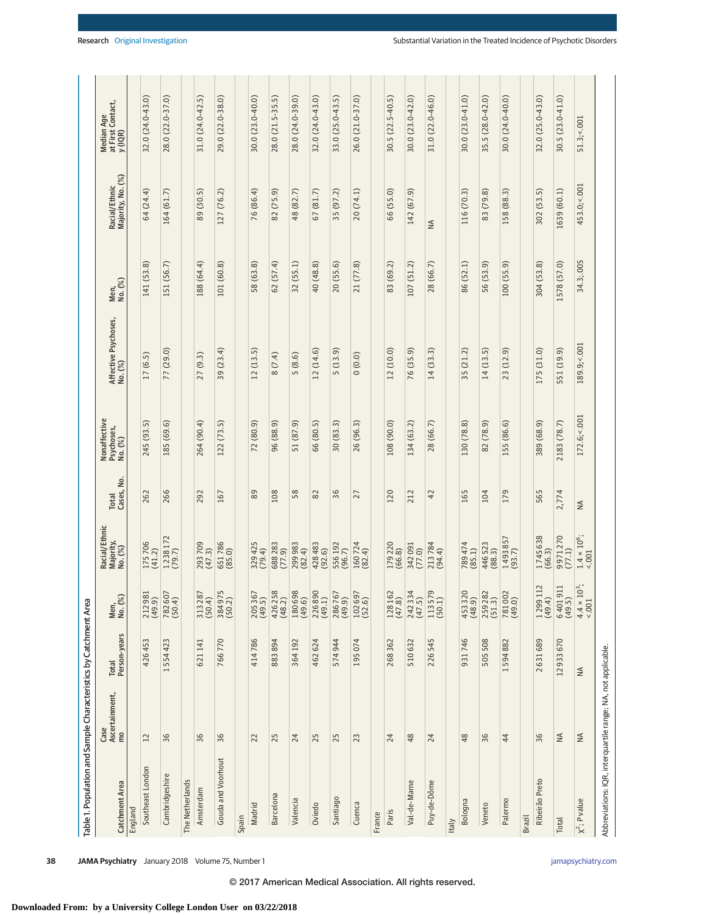Table 1. Population and Sample Characteristics by Catchment Area

| Catchment Area | Case Ascertainment, mo | Total Person-years | Men, No. (%) | Racial/Ethnic Majority, No. (%) | Total Cases, No. | Nonaffective Psychoses, No. (%) | Affective Psychoses, No. (%) | Men, No. (%) | Racial/Ethnic Majority, No. (%) | Median Age at First Contact, y (IQR) |
|---|---|---|---|---|---|---|---|---|---|---|
| England | | | | | | | | | | |
| Southeast London | 12 | 426 453 | 212 981 (49.9) | 175 706 (41.2) | 262 | 245 (93.5) | 17 (6.5) | 141 (53.8) | 64 (24.4) | 32.0 (24.0-43.0) |
| Cambridgeshire | 36 | 1 554 423 | 782 607 (50.4) | 1 238 172 (79.7) | 266 | 185 (69.6) | 77 (29.0) | 151 (56.7) | 164 (61.7) | 28.0 (22.0-37.0) |
| The Netherlands | | | | | | | | | | |
| Amsterdam | 36 | 621 141 | 313 287 (50.4) | 293 709 (47.3) | 292 | 264 (90.4) | 27 (9.3) | 188 (64.4) | 89 (30.5) | 31.0 (24.0-42.5) |
| Gouda and Voorhout | 36 | 766 770 | 384 975 (50.2) | 651 786 (85.0) | 167 | 122 (73.5) | 39 (23.4) | 101 (60.8) | 127 (76.2) | 29.0 (22.0-38.0) |
| Spain | | | | | | | | | | |
| Madrid | 22 | 414 786 | 205 367 (49.5) | 329 425 (79.4) | 89 | 72 (80.9) | 12 (13.5) | 58 (63.8) | 76 (86.4) | 30.0 (23.0-40.0) |
| Barcelona | 25 | 883 894 | 426 258 (48.2) | 688 283 (77.9) | 108 | 96 (88.9) | 8 (7.4) | 62 (57.4) | 82 (75.9) | 28.0 (21.5-35.5) |
| Valencia | 24 | 364 192 | 180 698 (49.6) | 299 983 (82.4) | 58 | 51 (87.9) | 5 (8.6) | 32 (55.1) | 48 (82.7) | 28.0 (24.0-39.0) |
| Oviedo | 25 | 462 624 | 226 890 (49.1) | 428 483 (92.6) | 82 | 66 (80.5) | 12 (14.6) | 40 (48.8) | 67 (81.7) | 32.0 (24.0-43.0) |
| Santiago | 25 | 574 944 | 286 767 (49.9) | 556 192 (96.7) | 36 | 30 (83.3) | 5 (13.9) | 20 (55.6) | 35 (97.2) | 33.0 (25.0-43.5) |
| Cuenca | 23 | 195 074 | 102 697 (52.6) | 160 724 (82.4) | 27 | 26 (96.3) | 0 (0.0) | 21 (77.8) | 20 (74.1) | 26.0 (21.0-37.0) |
| France | | | | | | | | | | |
| Paris | 24 | 268 362 | 128 162 (47.8) | 179 220 (66.8) | 120 | 108 (90.0) | 12 (10.0) | 83 (69.2) | 66 (55.0) | 30.5 (22.5-40.5) |
| Val-de-Marne | 48 | 510 632 | 242 334 (47.5) | 342 091 (77.0) | 212 | 134 (63.2) | 76 (35.9) | 107 (51.2) | 142 (67.9) | 30.0 (23.0-42.0) |
| Puy-de-Dôme | 24 | 226 545 | 113 579 (50.1) | 213 784 (94.4) | 42 | 28 (66.7) | 14 (33.3) | 28 (66.7) | NA | 31.0 (22.0-46.0) |
| Italy | | | | | | | | | | |
| Bologna | 48 | 931 746 | 453 320 (48.9) | 789 474 (85.1) | 165 | 130 (78.8) | 35 (21.2) | 86 (52.1) | 116 (70.3) | 30.0 (23.0-41.0) |
| Veneto | 36 | 505 508 | 259 282 (51.3) | 446 523 (88.3) | 104 | 82 (78.9) | 14 (13.5) | 56 (53.9) | 83 (79.8) | 35.5 (28.0-42.0) |
| Palermo | 44 | 1 594 882 | 781 002 (49.0) | 1 493 857 (93.7) | 179 | 155 (86.6) | 23 (12.9) | 100 (55.9) | 158 (88.3) | 30.0 (24.0-40.0) |
| Brazil | | | | | | | | | | |
| Ribeirão Preto | 36 | 2 631 689 | 1 299 112 (49.4) | 1 745 638 (66.3) | 565 | 389 (68.9) | 175 (31.0) | 304 (53.8) | 302 (53.5) | 32.0 (25.0-43.0) |
| Total | NA | 12 933 670 | 6 401 911 (49.5) | 9 971 270 (77.1) | 2,774 | 2183 (78.7) | 551 (19.9) | 1578 (57.0) | 1639 (60.1) | 30.5 (23.0-41.0) |
| $\chi^2$; P value | NA | NA | $4.4 \times 10^3$; <.001 | $1.4 \times 10^6$; <.001 | NA | 172.6;<.001 | 189.9;<.001 | 34.3;.005 | 453.0;<.001 | 51.3;<.001 |

Abbreviations: IQR, interquartile range; NA, not applicable.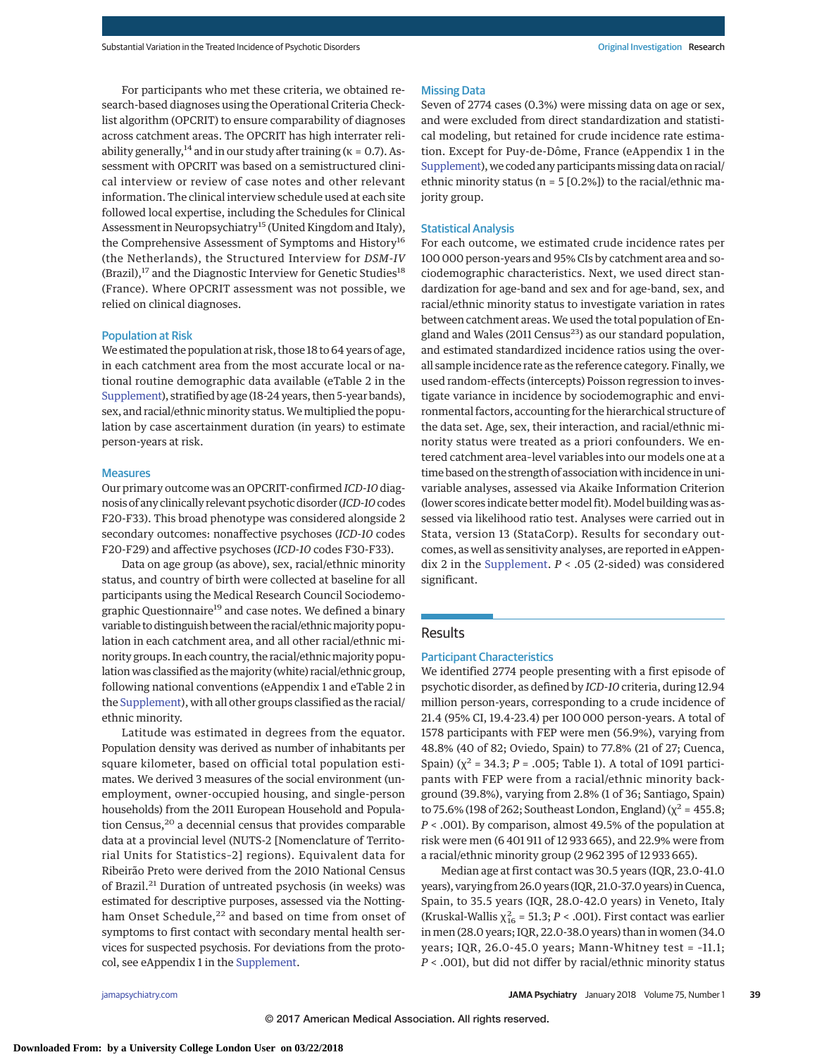For participants who met these criteria, we obtained research-based diagnoses using the Operational Criteria Checklist algorithm (OPCRIT) to ensure comparability of diagnoses across catchment areas. The OPCRIT has high interrater reliability generally,[14] and in our study after training (κ = 0.7). Assessment with OPCRIT was based on a semistructured clinical interview or review of case notes and other relevant information. The clinical interview schedule used at each site followed local expertise, including the Schedules for Clinical Assessment in Neuropsychiatry[15] (United Kingdom and Italy), the Comprehensive Assessment of Symptoms and History[16] (the Netherlands), the Structured Interview for *DSM-IV* (Brazil),[17] and the Diagnostic Interview for Genetic Studies[18] (France). Where OPCRIT assessment was not possible, we relied on clinical diagnoses.

### Population at Risk

We estimated the population at risk, those 18 to 64 years of age, in each catchment area from the most accurate local or national routine demographic data available (eTable 2 in the Supplement), stratified by age (18-24 years, then 5-year bands), sex, and racial/ethnic minority status. We multiplied the population by case ascertainment duration (in years) to estimate person-years at risk.

### Measures

Our primary outcome was an OPCRIT-confirmed *ICD-10* diagnosis of any clinically relevant psychotic disorder (*ICD-10* codes F20-F33). This broad phenotype was considered alongside 2 secondary outcomes: nonaffective psychoses (*ICD-10* codes F20-F29) and affective psychoses (*ICD-10* codes F30-F33).

Data on age group (as above), sex, racial/ethnic minority status, and country of birth were collected at baseline for all participants using the Medical Research Council Sociodemographic Questionnaire[19] and case notes. We defined a binary variable to distinguish between the racial/ethnic majority population in each catchment area, and all other racial/ethnic minority groups. In each country, the racial/ethnic majority population was classified as the majority (white) racial/ethnic group, following national conventions (eAppendix 1 and eTable 2 in the Supplement), with all other groups classified as the racial/ethnic minority.

Latitude was estimated in degrees from the equator. Population density was derived as number of inhabitants per square kilometer, based on official total population estimates. We derived 3 measures of the social environment (unemployment, owner-occupied housing, and single-person households) from the 2011 European Household and Population Census,[20] a decennial census that provides comparable data at a provincial level (NUTS-2 [Nomenclature of Territorial Units for Statistics-2] regions). Equivalent data for Ribeirão Preto were derived from the 2010 National Census of Brazil.[21] Duration of untreated psychosis (in weeks) was estimated for descriptive purposes, assessed via the Nottingham Onset Schedule,[22] and based on time from onset of symptoms to first contact with secondary mental health services for suspected psychosis. For deviations from the protocol, see eAppendix 1 in the Supplement.

### Missing Data

Seven of 2774 cases (0.3%) were missing data on age or sex, and were excluded from direct standardization and statistical modeling, but retained for crude incidence rate estimation. Except for Puy-de-Dôme, France (eAppendix 1 in the Supplement), we coded any participants missing data on racial/ethnic minority status (n = 5 [0.2%]) to the racial/ethnic majority group.

### Statistical Analysis

For each outcome, we estimated crude incidence rates per 100 000 person-years and 95% CIs by catchment area and sociodemographic characteristics. Next, we used direct standardization for age-band and sex and for age-band, sex, and racial/ethnic minority status to investigate variation in rates between catchment areas. We used the total population of England and Wales (2011 Census[23]) as our standard population, and estimated standardized incidence ratios using the overall sample incidence rate as the reference category. Finally, we used random-effects (intercepts) Poisson regression to investigate variance in incidence by sociodemographic and environmental factors, accounting for the hierarchical structure of the data set. Age, sex, their interaction, and racial/ethnic minority status were treated as a priori confounders. We entered catchment area–level variables into our models one at a time based on the strength of association with incidence in univariable analyses, assessed via Akaike Information Criterion (lower scores indicate better model fit). Model building was assessed via likelihood ratio test. Analyses were carried out in Stata, version 13 (StataCorp). Results for secondary outcomes, as well as sensitivity analyses, are reported in eAppendix 2 in the Supplement. $P < .05$ (2-sided) was considered significant.

## Results

### Participant Characteristics

We identified 2774 people presenting with a first episode of psychotic disorder, as defined by *ICD-10* criteria, during 12.94 million person-years, corresponding to a crude incidence of 21.4 (95% CI, 19.4-23.4) per 100 000 person-years. A total of 1578 participants with FEP were men (56.9%), varying from 48.8% (40 of 82; Oviedo, Spain) to 77.8% (21 of 27; Cuenca, Spain) ($\chi^2$ = 34.3; $P$ = .005; Table 1). A total of 1091 participants with FEP were from a racial/ethnic minority background (39.8%), varying from 2.8% (1 of 36; Santiago, Spain) to 75.6% (198 of 262; Southeast London, England) ($\chi^2$ = 455.8; $P$ < .001). By comparison, almost 49.5% of the population at risk were men (6 401 911 of 12 933 665), and 22.9% were from a racial/ethnic minority group (2 962 395 of 12 933 665).

Median age at first contact was 30.5 years (IQR, 23.0-41.0 years), varying from 26.0 years (IQR, 21.0-37.0 years) in Cuenca, Spain, to 35.5 years (IQR, 28.0-42.0 years) in Veneto, Italy (Kruskal-Wallis $\chi^2_{16}$ = 51.3; $P$ < .001). First contact was earlier in men (28.0 years; IQR, 22.0-38.0 years) than in women (34.0 years; IQR, 26.0-45.0 years; Mann-Whitney test = −11.1; $P$ < .001), but did not differ by racial/ethnic minority status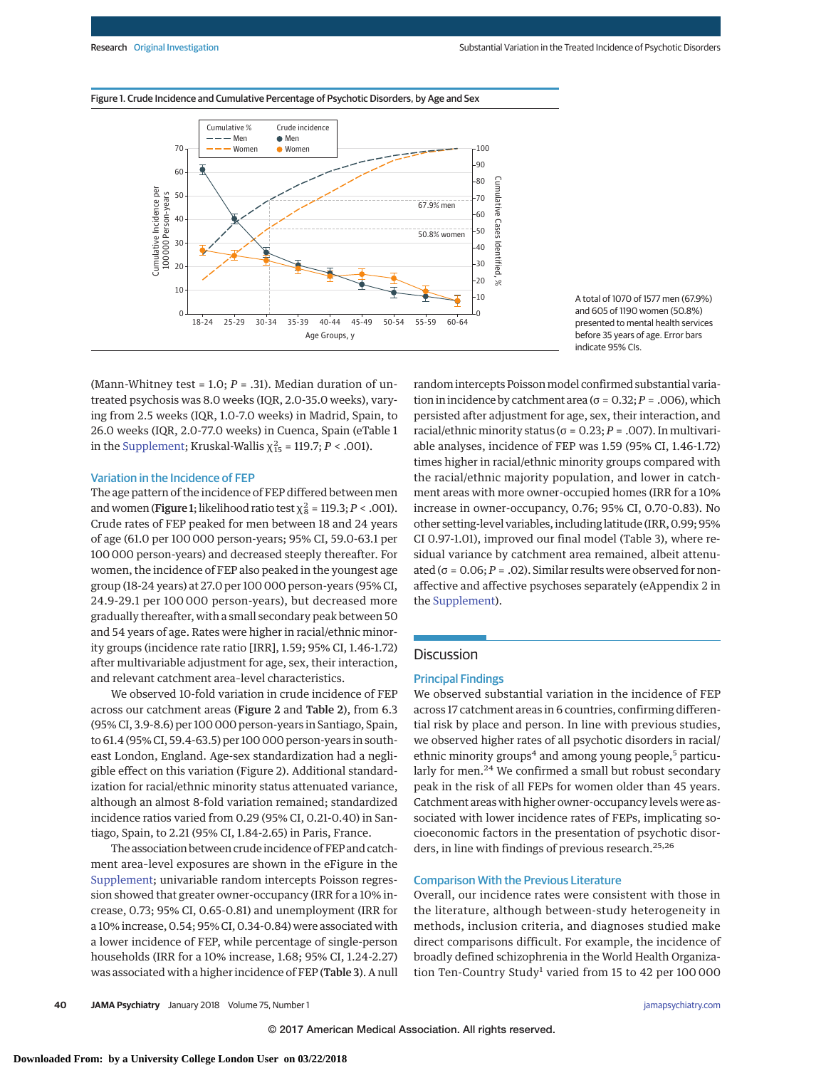Figure 1. Crude Incidence and Cumulative Percentage of Psychotic Disorders, by Age and Sex

A total of 1070 of 1577 men (67.9%) and 605 of 1190 women (50.8%) presented to mental health services before 35 years of age. Error bars indicate 95% CIs.

(Mann-Whitney test = 1.0; $P$ = .31). Median duration of untreated psychosis was 8.0 weeks (IQR, 2.0-35.0 weeks), varying from 2.5 weeks (IQR, 1.0-7.0 weeks) in Madrid, Spain, to 26.0 weeks (IQR, 2.0-77.0 weeks) in Cuenca, Spain (eTable 1 in the Supplement; Kruskal-Wallis $\chi^2_{15}$ = 119.7; $P$ < .001).

### Variation in the Incidence of FEP

The age pattern of the incidence of FEP differed between men and women (**Figure 1**; likelihood ratio test $\chi^2_8$ = 119.3; $P$ < .001). Crude rates of FEP peaked for men between 18 and 24 years of age (61.0 per 100 000 person-years; 95% CI, 59.0-63.1 per 100 000 person-years) and decreased steeply thereafter. For women, the incidence of FEP also peaked in the youngest age group (18-24 years) at 27.0 per 100 000 person-years (95% CI, 24.9-29.1 per 100 000 person-years), but decreased more gradually thereafter, with a small secondary peak between 50 and 54 years of age. Rates were higher in racial/ethnic minority groups (incidence rate ratio [IRR], 1.59; 95% CI, 1.46-1.72) after multivariable adjustment for age, sex, their interaction, and relevant catchment area–level characteristics.

We observed 10-fold variation in crude incidence of FEP across our catchment areas (**Figure 2** and **Table 2**), from 6.3 (95% CI, 3.9-8.6) per 100 000 person-years in Santiago, Spain, to 61.4 (95% CI, 59.4-63.5) per 100 000 person-years in southeast London, England. Age-sex standardization had a negligible effect on this variation (Figure 2). Additional standardization for racial/ethnic minority status attenuated variance, although an almost 8-fold variation remained; standardized incidence ratios varied from 0.29 (95% CI, 0.21-0.40) in Santiago, Spain, to 2.21 (95% CI, 1.84-2.65) in Paris, France.

The association between crude incidence of FEP and catchment area–level exposures are shown in the eFigure in the Supplement; univariable random intercepts Poisson regression showed that greater owner-occupancy (IRR for a 10% increase, 0.73; 95% CI, 0.65-0.81) and unemployment (IRR for a 10% increase, 0.54; 95% CI, 0.34-0.84) were associated with a lower incidence of FEP, while percentage of single-person households (IRR for a 10% increase, 1.68; 95% CI, 1.24-2.27) was associated with a higher incidence of FEP (**Table 3**). A null random intercepts Poisson model confirmed substantial variation in incidence by catchment area (σ = 0.32; $P$ = .006), which persisted after adjustment for age, sex, their interaction, and racial/ethnic minority status (σ = 0.23; $P$ = .007). In multivariable analyses, incidence of FEP was 1.59 (95% CI, 1.46-1.72) times higher in racial/ethnic minority groups compared with the racial/ethnic majority population, and lower in catchment areas with more owner-occupied homes (IRR for a 10% increase in owner-occupancy, 0.76; 95% CI, 0.70-0.83). No other setting-level variables, including latitude (IRR, 0.99; 95% CI 0.97-1.01), improved our final model (Table 3), where residual variance by catchment area remained, albeit attenuated (σ = 0.06; $P$ = .02). Similar results were observed for nonaffective and affective psychoses separately (eAppendix 2 in the Supplement).

## Discussion

### Principal Findings

We observed substantial variation in the incidence of FEP across 17 catchment areas in 6 countries, confirming differential risk by place and person. In line with previous studies, we observed higher rates of all psychotic disorders in racial/ethnic minority groups[4] and among young people,[5] particularly for men.[24] We confirmed a small but robust secondary peak in the risk of all FEPs for women older than 45 years. Catchment areas with higher owner-occupancy levels were associated with lower incidence rates of FEPs, implicating socioeconomic factors in the presentation of psychotic disorders, in line with findings of previous research.[25,26]

### Comparison With the Previous Literature

Overall, our incidence rates were consistent with those in the literature, although between-study heterogeneity in methods, inclusion criteria, and diagnoses studied make direct comparisons difficult. For example, the incidence of broadly defined schizophrenia in the World Health Organization Ten-Country Study[1] varied from 15 to 42 per 100 000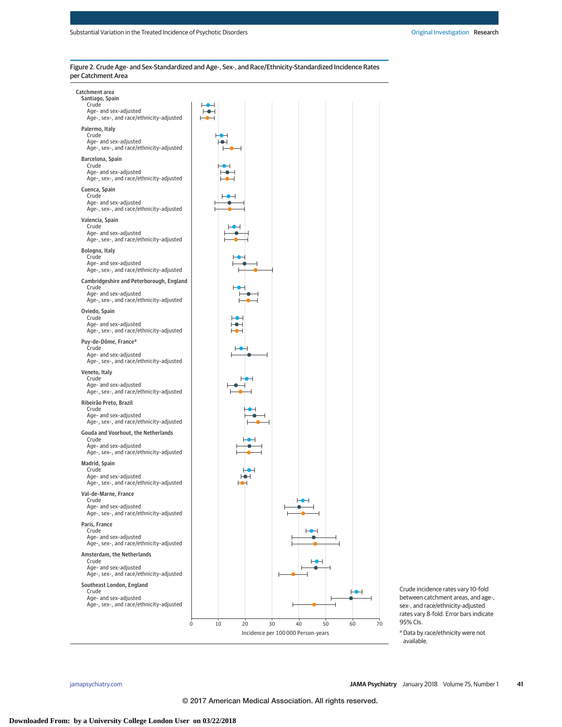Figure 2. Crude Age- and Sex-Standardized and Age-, Sex-, and Race/Ethnicity-Standardized Incidence Rates per Catchment Area

Catchment area

- Santiago, Spain
  - Crude
  - Age- and sex-adjusted
  - Age-, sex-, and race/ethnicity-adjusted
- Palermo, Italy
  - Crude
  - Age- and sex-adjusted
  - Age-, sex-, and race/ethnicity-adjusted
- Barcelona, Spain
  - Crude
  - Age- and sex-adjusted
  - Age-, sex-, and race/ethnicity-adjusted
- Cuenca, Spain
  - Crude
  - Age- and sex-adjusted
  - Age-, sex-, and race/ethnicity-adjusted
- Valencia, Spain
  - Crude
  - Age- and sex-adjusted
  - Age-, sex-, and race/ethnicity-adjusted
- Bologna, Italy
  - Crude
  - Age- and sex-adjusted
  - Age-, sex-, and race/ethnicity-adjusted
- Cambridgeshire and Peterborough, England
  - Crude
  - Age- and sex-adjusted
  - Age-, sex-, and race/ethnicity-adjusted
- Oviedo, Spain
  - Crude
  - Age- and sex-adjusted
  - Age-, sex-, and race/ethnicity-adjusted
- Puy-de-Dôme, France[a]
  - Crude
  - Age- and sex-adjusted
  - Age-, sex-, and race/ethnicity-adjusted
- Veneto, Italy
  - Crude
  - Age- and sex-adjusted
  - Age-, sex-, and race/ethnicity-adjusted
- Ribeirão Preto, Brazil
  - Crude
  - Age- and sex-adjusted
  - Age-, sex-, and race/ethnicity-adjusted
- Gouda and Voorhout, the Netherlands
  - Crude
  - Age- and sex-adjusted
  - Age-, sex-, and race/ethnicity-adjusted
- Madrid, Spain
  - Crude
  - Age- and sex-adjusted
  - Age-, sex-, and race/ethnicity-adjusted
- Val-de-Marne, France
  - Crude
  - Age- and sex-adjusted
  - Age-, sex-, and race/ethnicity-adjusted
- Paris, France
  - Crude
  - Age- and sex-adjusted
  - Age-, sex-, and race/ethnicity-adjusted
- Amsterdam, the Netherlands
  - Crude
  - Age- and sex-adjusted
  - Age-, sex-, and race/ethnicity-adjusted
- Southeast London, England
  - Crude
  - Age- and sex-adjusted
  - Age-, sex-, and race/ethnicity-adjusted

Incidence per 100 000 Person-years (axis: 0, 10, 20, 30, 40, 50, 60, 70)

Crude incidence rates vary 10-fold between catchment areas, and age-, sex-, and race/ethnicity-adjusted rates vary 8-fold. Error bars indicate 95% CIs.

[a] Data by race/ethnicity were not available.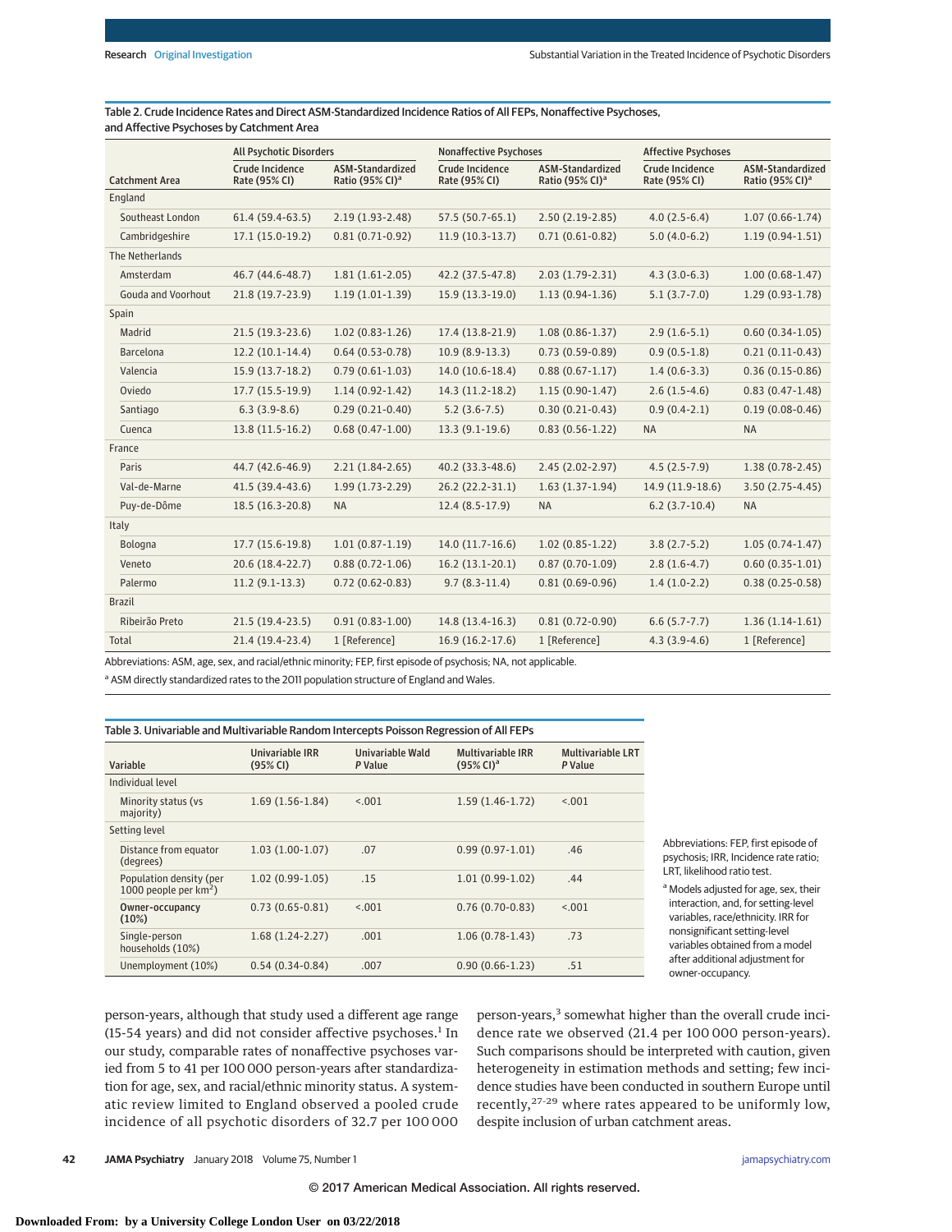Table 2. Crude Incidence Rates and Direct ASM-Standardized Incidence Ratios of All FEPs, Nonaffective Psychoses, and Affective Psychoses by Catchment Area

| Catchment Area | All Psychotic Disorders | | Nonaffective Psychoses | | Affective Psychoses | |
|---|---|---|---|---|---|---|
| | Crude Incidence Rate (95% CI) | ASM-Standardized Ratio (95% CI)[a] | Crude Incidence Rate (95% CI) | ASM-Standardized Ratio (95% CI)[a] | Crude Incidence Rate (95% CI) | ASM-Standardized Ratio (95% CI)[a] |
| England | | | | | | |
| Southeast London | 61.4 (59.4-63.5) | 2.19 (1.93-2.48) | 57.5 (50.7-65.1) | 2.50 (2.19-2.85) | 4.0 (2.5-6.4) | 1.07 (0.66-1.74) |
| Cambridgeshire | 17.1 (15.0-19.2) | 0.81 (0.71-0.92) | 11.9 (10.3-13.7) | 0.71 (0.61-0.82) | 5.0 (4.0-6.2) | 1.19 (0.94-1.51) |
| The Netherlands | | | | | | |
| Amsterdam | 46.7 (44.6-48.7) | 1.81 (1.61-2.05) | 42.2 (37.5-47.8) | 2.03 (1.79-2.31) | 4.3 (3.0-6.3) | 1.00 (0.68-1.47) |
| Gouda and Voorhout | 21.8 (19.7-23.9) | 1.19 (1.01-1.39) | 15.9 (13.3-19.0) | 1.13 (0.94-1.36) | 5.1 (3.7-7.0) | 1.29 (0.93-1.78) |
| Spain | | | | | | |
| Madrid | 21.5 (19.3-23.6) | 1.02 (0.83-1.26) | 17.4 (13.8-21.9) | 1.08 (0.86-1.37) | 2.9 (1.6-5.1) | 0.60 (0.34-1.05) |
| Barcelona | 12.2 (10.1-14.4) | 0.64 (0.53-0.78) | 10.9 (8.9-13.3) | 0.73 (0.59-0.89) | 0.9 (0.5-1.8) | 0.21 (0.11-0.43) |
| Valencia | 15.9 (13.7-18.2) | 0.79 (0.61-1.03) | 14.0 (10.6-18.4) | 0.88 (0.67-1.17) | 1.4 (0.6-3.3) | 0.36 (0.15-0.86) |
| Oviedo | 17.7 (15.5-19.9) | 1.14 (0.92-1.42) | 14.3 (11.2-18.2) | 1.15 (0.90-1.47) | 2.6 (1.5-4.6) | 0.83 (0.47-1.48) |
| Santiago | 6.3 (3.9-8.6) | 0.29 (0.21-0.40) | 5.2 (3.6-7.5) | 0.30 (0.21-0.43) | 0.9 (0.4-2.1) | 0.19 (0.08-0.46) |
| Cuenca | 13.8 (11.5-16.2) | 0.68 (0.47-1.00) | 13.3 (9.1-19.6) | 0.83 (0.56-1.22) | NA | NA |
| France | | | | | | |
| Paris | 44.7 (42.6-46.9) | 2.21 (1.84-2.65) | 40.2 (33.3-48.6) | 2.45 (2.02-2.97) | 4.5 (2.5-7.9) | 1.38 (0.78-2.45) |
| Val-de-Marne | 41.5 (39.4-43.6) | 1.99 (1.73-2.29) | 26.2 (22.2-31.1) | 1.63 (1.37-1.94) | 14.9 (11.9-18.6) | 3.50 (2.75-4.45) |
| Puy-de-Dôme | 18.5 (16.3-20.8) | NA | 12.4 (8.5-17.9) | NA | 6.2 (3.7-10.4) | NA |
| Italy | | | | | | |
| Bologna | 17.7 (15.6-19.8) | 1.01 (0.87-1.19) | 14.0 (11.7-16.6) | 1.02 (0.85-1.22) | 3.8 (2.7-5.2) | 1.05 (0.74-1.47) |
| Veneto | 20.6 (18.4-22.7) | 0.88 (0.72-1.06) | 16.2 (13.1-20.1) | 0.87 (0.70-1.09) | 2.8 (1.6-4.7) | 0.60 (0.35-1.01) |
| Palermo | 11.2 (9.1-13.3) | 0.72 (0.62-0.83) | 9.7 (8.3-11.4) | 0.81 (0.69-0.96) | 1.4 (1.0-2.2) | 0.38 (0.25-0.58) |
| Brazil | | | | | | |
| Ribeirão Preto | 21.5 (19.4-23.5) | 0.91 (0.83-1.00) | 14.8 (13.4-16.3) | 0.81 (0.72-0.90) | 6.6 (5.7-7.7) | 1.36 (1.14-1.61) |
| Total | 21.4 (19.4-23.4) | 1 [Reference] | 16.9 (16.2-17.6) | 1 [Reference] | 4.3 (3.9-4.6) | 1 [Reference] |

Abbreviations: ASM, age, sex, and racial/ethnic minority; FEP, first episode of psychosis; NA, not applicable.

[a] ASM directly standardized rates to the 2011 population structure of England and Wales.

Table 3. Univariable and Multivariable Random Intercepts Poisson Regression of All FEPs

| Variable | Univariable IRR (95% CI) | Univariable Wald *P* Value | Multivariable IRR (95% CI)[a] | Multivariable LRT *P* Value |
|---|---|---|---|---|
| Individual level | | | | |
| Minority status (vs majority) | 1.69 (1.56-1.84) | <.001 | 1.59 (1.46-1.72) | <.001 |
| Setting level | | | | |
| Distance from equator (degrees) | 1.03 (1.00-1.07) | .07 | 0.99 (0.97-1.01) | .46 |
| Population density (per 1000 people per km$^2$) | 1.02 (0.99-1.05) | .15 | 1.01 (0.99-1.02) | .44 |
| **Owner-occupancy (10%)** | 0.73 (0.65-0.81) | <.001 | 0.76 (0.70-0.83) | <.001 |
| Single-person households (10%) | 1.68 (1.24-2.27) | .001 | 1.06 (0.78-1.43) | .73 |
| Unemployment (10%) | 0.54 (0.34-0.84) | .007 | 0.90 (0.66-1.23) | .51 |

Abbreviations: FEP, first episode of psychosis; IRR, Incidence rate ratio; LRT, likelihood ratio test.

[a] Models adjusted for age, sex, their interaction, and, for setting-level variables, race/ethnicity. IRR for nonsignificant setting-level variables obtained from a model after additional adjustment for owner-occupancy.

person-years, although that study used a different age range (15-54 years) and did not consider affective psychoses.[1] In our study, comparable rates of nonaffective psychoses varied from 5 to 41 per 100 000 person-years after standardization for age, sex, and racial/ethnic minority status. A systematic review limited to England observed a pooled crude incidence of all psychotic disorders of 32.7 per 100 000 person-years,[3] somewhat higher than the overall crude incidence rate we observed (21.4 per 100 000 person-years). Such comparisons should be interpreted with caution, given heterogeneity in estimation methods and setting; few incidence studies have been conducted in southern Europe until recently,[27-29] where rates appeared to be uniformly low, despite inclusion of urban catchment areas.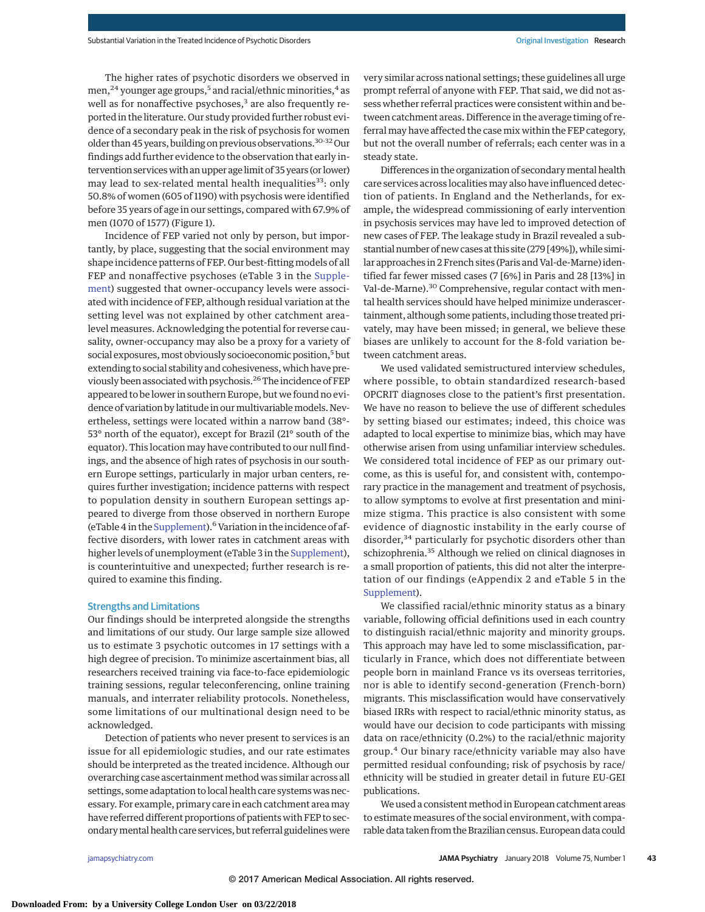The higher rates of psychotic disorders we observed in men,[24] younger age groups,[5] and racial/ethnic minorities,[4] as well as for nonaffective psychoses,[3] are also frequently reported in the literature. Our study provided further robust evidence of a secondary peak in the risk of psychosis for women older than 45 years, building on previous observations.[30-32] Our findings add further evidence to the observation that early intervention services with an upper age limit of 35 years (or lower) may lead to sex-related mental health inequalities[33]: only 50.8% of women (605 of 1190) with psychosis were identified before 35 years of age in our settings, compared with 67.9% of men (1070 of 1577) (Figure 1).

Incidence of FEP varied not only by person, but importantly, by place, suggesting that the social environment may shape incidence patterns of FEP. Our best-fitting models of all FEP and nonaffective psychoses (eTable 3 in the Supplement) suggested that owner-occupancy levels were associated with incidence of FEP, although residual variation at the setting level was not explained by other catchment area–level measures. Acknowledging the potential for reverse causality, owner-occupancy may also be a proxy for a variety of social exposures, most obviously socioeconomic position,[5] but extending to social stability and cohesiveness, which have previously been associated with psychosis.[26] The incidence of FEP appeared to be lower in southern Europe, but we found no evidence of variation by latitude in our multivariable models. Nevertheless, settings were located within a narrow band (38°-53° north of the equator), except for Brazil (21° south of the equator). This location may have contributed to our null findings, and the absence of high rates of psychosis in our southern Europe settings, particularly in major urban centers, requires further investigation; incidence patterns with respect to population density in southern European settings appeared to diverge from those observed in northern Europe (eTable 4 in the Supplement).[6] Variation in the incidence of affective disorders, with lower rates in catchment areas with higher levels of unemployment (eTable 3 in the Supplement), is counterintuitive and unexpected; further research is required to examine this finding.

## Strengths and Limitations

Our findings should be interpreted alongside the strengths and limitations of our study. Our large sample size allowed us to estimate 3 psychotic outcomes in 17 settings with a high degree of precision. To minimize ascertainment bias, all researchers received training via face-to-face epidemiologic training sessions, regular teleconferencing, online training manuals, and interrater reliability protocols. Nonetheless, some limitations of our multinational design need to be acknowledged.

Detection of patients who never present to services is an issue for all epidemiologic studies, and our rate estimates should be interpreted as the treated incidence. Although our overarching case ascertainment method was similar across all settings, some adaptation to local health care systems was necessary. For example, primary care in each catchment area may have referred different proportions of patients with FEP to secondary mental health care services, but referral guidelines were very similar across national settings; these guidelines all urge prompt referral of anyone with FEP. That said, we did not assess whether referral practices were consistent within and between catchment areas. Difference in the average timing of referral may have affected the case mix within the FEP category, but not the overall number of referrals; each center was in a steady state.

Differences in the organization of secondary mental health care services across localities may also have influenced detection of patients. In England and the Netherlands, for example, the widespread commissioning of early intervention in psychosis services may have led to improved detection of new cases of FEP. The leakage study in Brazil revealed a substantial number of new cases at this site (279 [49%]), while similar approaches in 2 French sites (Paris and Val-de-Marne) identified far fewer missed cases (7 [6%] in Paris and 28 [13%] in Val-de-Marne).[30] Comprehensive, regular contact with mental health services should have helped minimize underascertainment, although some patients, including those treated privately, may have been missed; in general, we believe these biases are unlikely to account for the 8-fold variation between catchment areas.

We used validated semistructured interview schedules, where possible, to obtain standardized research-based OPCRIT diagnoses close to the patient's first presentation. We have no reason to believe the use of different schedules by setting biased our estimates; indeed, this choice was adapted to local expertise to minimize bias, which may have otherwise arisen from using unfamiliar interview schedules. We considered total incidence of FEP as our primary outcome, as this is useful for, and consistent with, contemporary practice in the management and treatment of psychosis, to allow symptoms to evolve at first presentation and minimize stigma. This practice is also consistent with some evidence of diagnostic instability in the early course of disorder,[34] particularly for psychotic disorders other than schizophrenia.[35] Although we relied on clinical diagnoses in a small proportion of patients, this did not alter the interpretation of our findings (eAppendix 2 and eTable 5 in the Supplement).

We classified racial/ethnic minority status as a binary variable, following official definitions used in each country to distinguish racial/ethnic majority and minority groups. This approach may have led to some misclassification, particularly in France, which does not differentiate between people born in mainland France vs its overseas territories, nor is able to identify second-generation (French-born) migrants. This misclassification would have conservatively biased IRRs with respect to racial/ethnic minority status, as would have our decision to code participants with missing data on race/ethnicity (0.2%) to the racial/ethnic majority group.[4] Our binary race/ethnicity variable may also have permitted residual confounding; risk of psychosis by race/ethnicity will be studied in greater detail in future EU-GEI publications.

We used a consistent method in European catchment areas to estimate measures of the social environment, with comparable data taken from the Brazilian census. European data could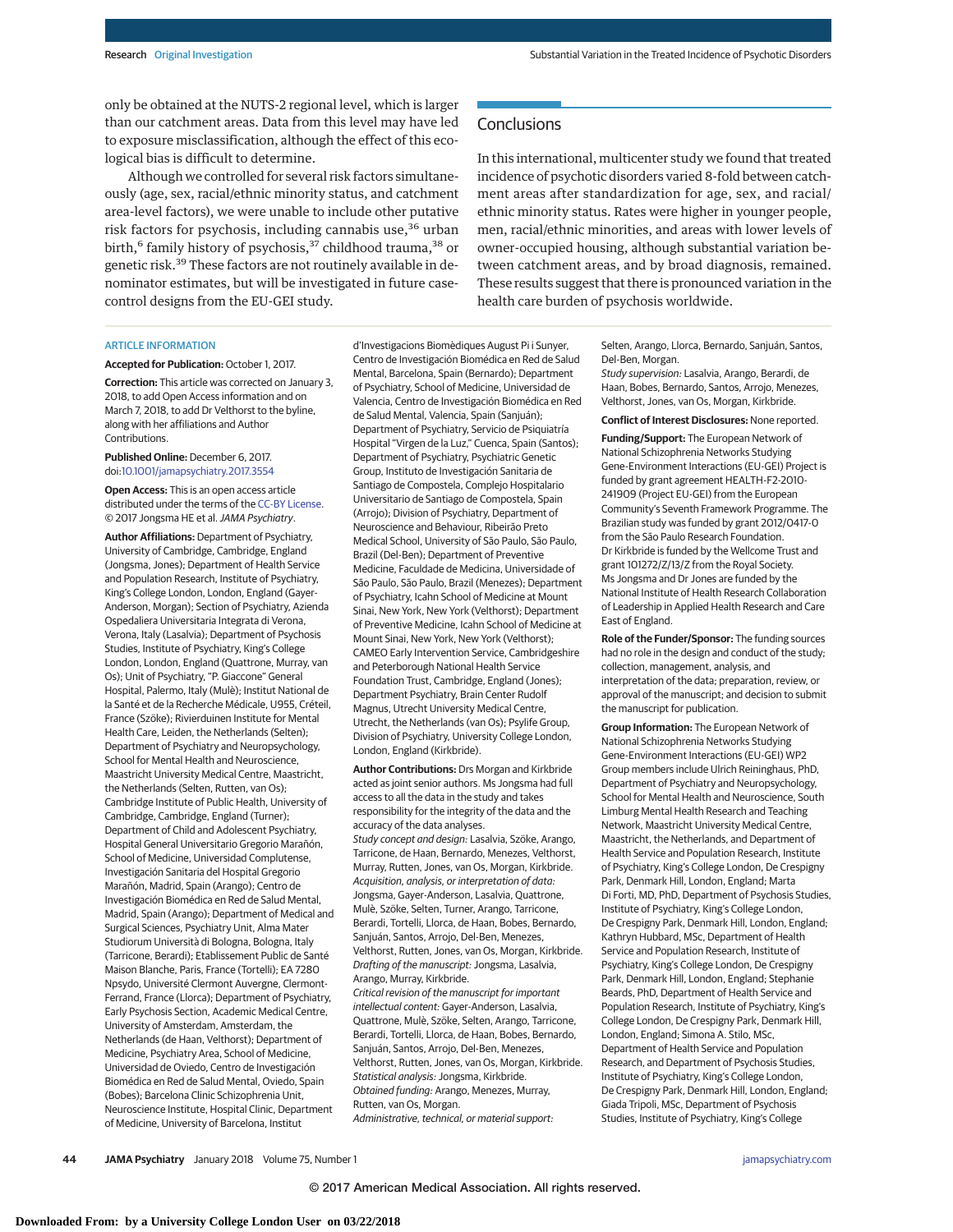only be obtained at the NUTS-2 regional level, which is larger than our catchment areas. Data from this level may have led to exposure misclassification, although the effect of this ecological bias is difficult to determine.

Although we controlled for several risk factors simultaneously (age, sex, racial/ethnic minority status, and catchment area-level factors), we were unable to include other putative risk factors for psychosis, including cannabis use,[36] urban birth,[6] family history of psychosis,[37] childhood trauma,[38] or genetic risk.[39] These factors are not routinely available in denominator estimates, but will be investigated in future case-control designs from the EU-GEI study.

## Conclusions

In this international, multicenter study we found that treated incidence of psychotic disorders varied 8-fold between catchment areas after standardization for age, sex, and racial/ethnic minority status. Rates were higher in younger people, men, racial/ethnic minorities, and areas with lower levels of owner-occupied housing, although substantial variation between catchment areas, and by broad diagnosis, remained. These results suggest that there is pronounced variation in the health care burden of psychosis worldwide.

ARTICLE INFORMATION

**Accepted for Publication:** October 1, 2017.

**Correction:** This article was corrected on January 3, 2018, to add Open Access information and on March 7, 2018, to add Dr Velthorst to the byline, along with her affiliations and Author Contributions.

**Published Online:** December 6, 2017. doi:10.1001/jamapsychiatry.2017.3554

**Open Access:** This is an open access article distributed under the terms of the CC-BY License. © 2017 Jongsma HE et al. *JAMA Psychiatry*.

**Author Affiliations:** Department of Psychiatry, University of Cambridge, Cambridge, England (Jongsma, Jones); Department of Health Service and Population Research, Institute of Psychiatry, King's College London, London, England (Gayer-Anderson, Morgan); Section of Psychiatry, Azienda Ospedaliera Universitaria Integrata di Verona, Verona, Italy (Lasalvia); Department of Psychosis Studies, Institute of Psychiatry, King's College London, London, England (Quattrone, Murray, van Os); Unit of Psychiatry, "P. Giaccone" General Hospital, Palermo, Italy (Mulè); Institut National de la Santé et de la Recherche Médicale, U955, Créteil, France (Szöke); Rivierduinen Institute for Mental Health Care, Leiden, the Netherlands (Selten); Department of Psychiatry and Neuropsychology, School for Mental Health and Neuroscience, Maastricht University Medical Centre, Maastricht, the Netherlands (Selten, Rutten, van Os); Cambridge Institute of Public Health, University of Cambridge, Cambridge, England (Turner); Department of Child and Adolescent Psychiatry, Hospital General Universitario Gregorio Marañón, School of Medicine, Universidad Complutense, Investigación Sanitaria del Hospital Gregorio Marañón, Madrid, Spain (Arango); Centro de Investigación Biomédica en Red de Salud Mental, Madrid, Spain (Arango); Department of Medical and Surgical Sciences, Psychiatry Unit, Alma Mater Studiorum Università di Bologna, Bologna, Italy (Tarricone, Berardi); Etablissement Public de Santé Maison Blanche, Paris, France (Tortelli); EA 7280 Npsydo, Université Clermont Auvergne, Clermont-Ferrand, France (Llorca); Department of Psychiatry, Early Psychosis Section, Academic Medical Centre, University of Amsterdam, Amsterdam, the Netherlands (de Haan, Velthorst); Department of Medicine, Psychiatry Area, School of Medicine, Universidad de Oviedo, Centro de Investigación Biomédica en Red de Salud Mental, Oviedo, Spain (Bobes); Barcelona Clinic Schizophrenia Unit, Neuroscience Institute, Hospital Clinic, Department of Medicine, University of Barcelona, Institut d'Investigacions Biomèdiques August Pi i Sunyer, Centro de Investigación Biomédica en Red de Salud Mental, Barcelona, Spain (Bernardo); Department of Psychiatry, School of Medicine, Universidad de Valencia, Centro de Investigación Biomédica en Red de Salud Mental, Valencia, Spain (Sanjuán); Department of Psychiatry, Servicio de Psiquiatría Hospital "Virgen de la Luz," Cuenca, Spain (Santos); Department of Psychiatry, Psychiatric Genetic Group, Instituto de Investigación Sanitaria de Santiago de Compostela, Complejo Hospitalario Universitario de Santiago de Compostela, Spain (Arrojo); Division of Psychiatry, Department of Neuroscience and Behaviour, Ribeirão Preto Medical School, University of São Paulo, São Paulo, Brazil (Del-Ben); Department of Preventive Medicine, Faculdade de Medicina, Universidade of São Paulo, São Paulo, Brazil (Menezes); Department of Psychiatry, Icahn School of Medicine at Mount Sinai, New York, New York (Velthorst); Department of Preventive Medicine, Icahn School of Medicine at Mount Sinai, New York, New York (Velthorst); CAMEO Early Intervention Service, Cambridgeshire and Peterborough National Health Service Foundation Trust, Cambridge, England (Jones); Department Psychiatry, Brain Center Rudolf Magnus, Utrecht University Medical Centre, Utrecht, the Netherlands (van Os); Psylife Group, Division of Psychiatry, University College London, London, England (Kirkbride).

**Author Contributions:** Drs Morgan and Kirkbride acted as joint senior authors. Ms Jongsma had full access to all the data in the study and takes responsibility for the integrity of the data and the accuracy of the data analyses.

*Study concept and design:* Lasalvia, Szöke, Arango, Tarricone, de Haan, Bernardo, Menezes, Velthorst, Murray, Rutten, Jones, van Os, Morgan, Kirkbride.

*Acquisition, analysis, or interpretation of data:* Jongsma, Gayer-Anderson, Lasalvia, Quattrone, Mulè, Szöke, Selten, Turner, Arango, Tarricone, Berardi, Tortelli, Llorca, de Haan, Bobes, Bernardo, Sanjuán, Santos, Arrojo, Del-Ben, Menezes, Velthorst, Rutten, Jones, van Os, Morgan, Kirkbride.

*Drafting of the manuscript:* Jongsma, Lasalvia, Arango, Murray, Kirkbride.

*Critical revision of the manuscript for important intellectual content:* Gayer-Anderson, Lasalvia, Quattrone, Mulè, Szöke, Selten, Arango, Tarricone, Berardi, Tortelli, Llorca, de Haan, Bobes, Bernardo, Sanjuán, Santos, Arrojo, Del-Ben, Menezes, Velthorst, Rutten, Jones, van Os, Morgan, Kirkbride.

*Statistical analysis:* Jongsma, Kirkbride.

*Obtained funding:* Arango, Menezes, Murray, Rutten, van Os, Morgan.

*Administrative, technical, or material support:* Selten, Arango, Llorca, Bernardo, Sanjuán, Santos, Del-Ben, Morgan.

*Study supervision:* Lasalvia, Arango, Berardi, de Haan, Bobes, Bernardo, Santos, Arrojo, Menezes, Velthorst, Jones, van Os, Morgan, Kirkbride.

**Conflict of Interest Disclosures:** None reported.

**Funding/Support:** The European Network of National Schizophrenia Networks Studying Gene-Environment Interactions (EU-GEI) Project is funded by grant agreement HEALTH-F2-2010-241909 (Project EU-GEI) from the European Community's Seventh Framework Programme. The Brazilian study was funded by grant 2012/0417-0 from the São Paulo Research Foundation. Dr Kirkbride is funded by the Wellcome Trust and grant 101272/Z/13/Z from the Royal Society. Ms Jongsma and Dr Jones are funded by the National Institute of Health Research Collaboration of Leadership in Applied Health Research and Care East of England.

**Role of the Funder/Sponsor:** The funding sources had no role in the design and conduct of the study; collection, management, analysis, and interpretation of the data; preparation, review, or approval of the manuscript; and decision to submit the manuscript for publication.

**Group Information:** The European Network of National Schizophrenia Networks Studying Gene-Environment Interactions (EU-GEI) WP2 Group members include Ulrich Reininghaus, PhD, Department of Psychiatry and Neuropsychology, School for Mental Health and Neuroscience, South Limburg Mental Health Research and Teaching Network, Maastricht University Medical Centre, Maastricht, the Netherlands, and Department of Health Service and Population Research, Institute of Psychiatry, King's College London, De Crespigny Park, Denmark Hill, London, England; Marta Di Forti, MD, PhD, Department of Psychosis Studies, Institute of Psychiatry, King's College London, De Crespigny Park, Denmark Hill, London, England; Kathryn Hubbard, MSc, Department of Health Service and Population Research, Institute of Psychiatry, King's College London, De Crespigny Park, Denmark Hill, London, England; Stephanie Beards, PhD, Department of Health Service and Population Research, Institute of Psychiatry, King's College London, De Crespigny Park, Denmark Hill, London, England; Simona A. Stilo, MSc, Department of Health Service and Population Research, and Department of Psychosis Studies, Institute of Psychiatry, King's College London, De Crespigny Park, Denmark Hill, London, England; Giada Tripoli, MSc, Department of Psychosis Studies, Institute of Psychiatry, King's College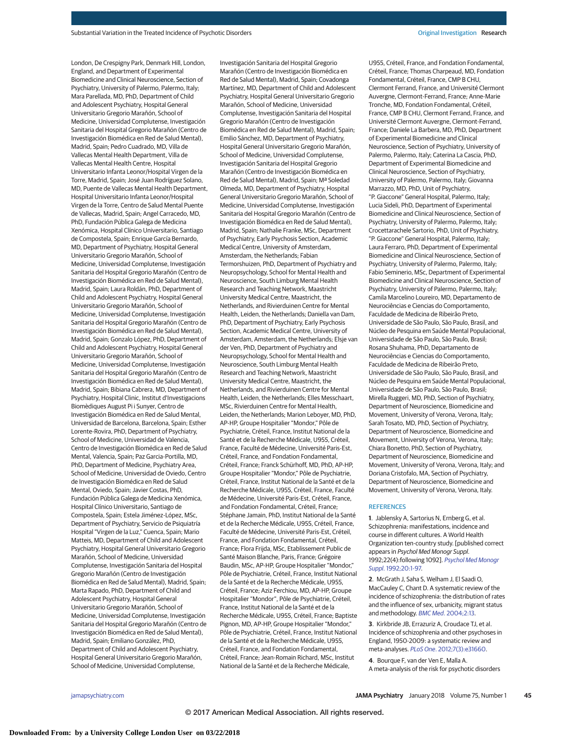London, De Crespigny Park, Denmark Hill, London, England, and Department of Experimental Biomedicine and Clinical Neuroscience, Section of Psychiatry, University of Palermo, Palermo, Italy; Mara Parellada, MD, PhD, Department of Child and Adolescent Psychiatry, Hospital General Universitario Gregorio Marañón, School of Medicine, Universidad Complutense, Investigación Sanitaria del Hospital Gregorio Marañón (Centro de Investigación Biomédica en Red de Salud Mental), Madrid, Spain; Pedro Cuadrado, MD, Villa de Vallecas Mental Health Department, Villa de Vallecas Mental Health Centre, Hospital Universitario Infanta Leonor/Hospital Virgen de la Torre, Madrid, Spain; José Juan Rodríguez Solano, MD, Puente de Vallecas Mental Health Department, Hospital Universitario Infanta Leonor/Hospital Virgen de la Torre, Centro de Salud Mental Puente de Vallecas, Madrid, Spain; Angel Carracedo, MD, PhD, Fundación Pública Galega de Medicina Xenómica, Hospital Clínico Universitario, Santiago de Compostela, Spain; Enrique García Bernardo, MD, Department of Psychiatry, Hospital General Universitario Gregorio Marañón, School of Medicine, Universidad Complutense, Investigación Sanitaria del Hospital Gregorio Marañón (Centro de Investigación Biomédica en Red de Salud Mental), Madrid, Spain; Laura Roldán, PhD, Department of Child and Adolescent Psychiatry, Hospital General Universitario Gregorio Marañón, School of Medicine, Universidad Complutense, Investigación Sanitaria del Hospital Gregorio Marañón (Centro de Investigación Biomédica en Red de Salud Mental), Madrid, Spain; Gonzalo López, PhD, Department of Child and Adolescent Psychiatry, Hospital General Universitario Gregorio Marañón, School of Medicine, Universidad Complutense, Investigación Sanitaria del Hospital Gregorio Marañón (Centro de Investigación Biomédica en Red de Salud Mental), Madrid, Spain; Bibiana Cabrera, MD, Department of Psychiatry, Hospital Clinic, Institut d'Investigacions Biomèdiques August Pi i Sunyer, Centro de Investigación Biomédica en Red de Salud Mental, Universidad de Barcelona, Barcelona, Spain; Esther Lorente-Rovira, PhD, Department of Psychiatry, School of Medicine, Universidad de Valencia, Centro de Investigación Biomédica en Red de Salud Mental, Valencia, Spain; Paz Garcia-Portilla, MD, PhD, Department of Medicine, Psychiatry Area, School of Medicine, Universidad de Oviedo, Centro de Investigación Biomédica en Red de Salud Mental, Oviedo, Spain; Javier Costas, PhD, Fundación Pública Galega de Medicina Xenómica, Hospital Clínico Universitario, Santiago de Compostela, Spain; Estela Jiménez-López, MSc, Department of Psychiatry, Servicio de Psiquiatría Hospital "Virgen de la Luz," Cuenca, Spain; Mario Matteis, MD, Department of Child and Adolescent Psychiatry, Hospital General Universitario Gregorio Marañón, School of Medicine, Universidad Complutense, Investigación Sanitaria del Hospital Gregorio Marañón (Centro de Investigación Biomédica en Red de Salud Mental), Madrid, Spain; Marta Rapado, PhD, Department of Child and Adolescent Psychiatry, Hospital General Universitario Gregorio Marañón, School of Medicine, Universidad Complutense, Investigación Sanitaria del Hospital Gregorio Marañón (Centro de Investigación Biomédica en Red de Salud Mental), Madrid, Spain; Emiliano González, PhD, Department of Child and Adolescent Psychiatry, Hospital General Universitario Gregorio Marañón, School of Medicine, Universidad Complutense, Investigación Sanitaria del Hospital Gregorio Marañón (Centro de Investigación Biomédica en Red de Salud Mental), Madrid, Spain; Covadonga Martínez, MD, Department of Child and Adolescent Psychiatry, Hospital General Universitario Gregorio Marañón, School of Medicine, Universidad Complutense, Investigación Sanitaria del Hospital Gregorio Marañón (Centro de Investigación Biomédica en Red de Salud Mental), Madrid, Spain; Emilio Sánchez, MD, Department of Psychiatry, Hospital General Universitario Gregorio Marañón, School of Medicine, Universidad Complutense, Investigación Sanitaria del Hospital Gregorio Marañón (Centro de Investigación Biomédica en Red de Salud Mental), Madrid, Spain; Mª Soledad Olmeda, MD, Department of Psychiatry, Hospital General Universitario Gregorio Marañón, School of Medicine, Universidad Complutense, Investigación Sanitaria del Hospital Gregorio Marañón (Centro de Investigación Biomédica en Red de Salud Mental), Madrid, Spain; Nathalie Franke, MSc, Department of Psychiatry, Early Psychosis Section, Academic Medical Centre, University of Amsterdam, Amsterdam, the Netherlands; Fabian Termorshuizen, PhD, Department of Psychiatry and Neuropsychology, School for Mental Health and Neuroscience, South Limburg Mental Health Research and Teaching Network, Maastricht University Medical Centre, Maastricht, the Netherlands, and Rivierduinen Centre for Mental Health, Leiden, the Netherlands; Daniella van Dam, PhD, Department of Psychiatry, Early Psychosis Section, Academic Medical Centre, University of Amsterdam, Amsterdam, the Netherlands; Elsje van der Ven, PhD, Department of Psychiatry and Neuropsychology, School for Mental Health and Neuroscience, South Limburg Mental Health Research and Teaching Network, Maastricht University Medical Centre, Maastricht, the Netherlands, and Rivierduinen Centre for Mental Health, Leiden, the Netherlands; Elles Messchaart, MSc, Rivierduinen Centre for Mental Health, Leiden, the Netherlands; Marion Leboyer, MD, PhD, AP-HP, Groupe Hospitalier "Mondor," Pôle de Psychiatrie, Créteil, France, Institut National de la Santé et de la Recherche Médicale, U955, Créteil, France, Faculté de Médecine, Université Paris-Est, Créteil, France, and Fondation Fondamental, Créteil, France; Franck Schürhoff, MD, PhD, AP-HP, Groupe Hospitalier "Mondor," Pôle de Psychiatrie, Créteil, France, Institut National de la Santé et de la Recherche Médicale, U955, Créteil, France, Faculté de Médecine, Université Paris-Est, Créteil, France, and Fondation Fondamental, Créteil, France; Stéphane Jamain, PhD, Institut National de la Santé et de la Recherche Médicale, U955, Créteil, France, Faculté de Médecine, Université Paris-Est, Créteil, France, and Fondation Fondamental, Créteil, France; Flora Frijda, MSc, Etablissement Public de Santé Maison Blanche, Paris, France; Grégoire Baudin, MSc, AP-HP, Groupe Hospitalier "Mondor," Pôle de Psychiatrie, Créteil, France, Institut National de la Santé et de la Recherche Médicale, U955, Créteil, France; Aziz Ferchiou, MD, AP-HP, Groupe Hospitalier "Mondor", Pôle de Psychiatrie, Créteil, France, Institut National de la Santé et de la Recherche Médicale, U955, Créteil, France; Baptiste Pignon, MD, AP-HP, Groupe Hospitalier "Mondor," Pôle de Psychiatrie, Créteil, France, Institut National de la Santé et de la Recherche Médicale, U955, Créteil, France, and Fondation Fondamental, Créteil, France; Jean-Romain Richard, MSc, Institut National de la Santé et de la Recherche Médicale, U955, Créteil, France, and Fondation Fondamental, Créteil, France; Thomas Charpeaud, MD, Fondation Fondamental, Créteil, France, CMP B CHU, Clermont Ferrand, France, and Université Clermont Auvergne, Clermont-Ferrand, France; Anne-Marie Tronche, MD, Fondation Fondamental, Créteil, France, CMP B CHU, Clermont Ferrand, France, and Université Clermont Auvergne, Clermont-Ferrand, France; Daniele La Barbera, MD, PhD, Department of Experimental Biomedicine and Clinical Neuroscience, Section of Psychiatry, University of Palermo, Palermo, Italy; Caterina La Cascia, PhD, Department of Experimental Biomedicine and Clinical Neuroscience, Section of Psychiatry, University of Palermo, Palermo, Italy; Giovanna Marrazzo, MD, PhD, Unit of Psychiatry, "P. Giaccone" General Hospital, Palermo, Italy; Lucia Sideli, PhD, Department of Experimental Biomedicine and Clinical Neuroscience, Section of Psychiatry, University of Palermo, Palermo, Italy; Crocettarachele Sartorio, PhD, Unit of Psychiatry, "P. Giaccone" General Hospital, Palermo, Italy; Laura Ferraro, PhD, Department of Experimental Biomedicine and Clinical Neuroscience, Section of Psychiatry, University of Palermo, Palermo, Italy; Fabio Seminerio, MSc, Department of Experimental Biomedicine and Clinical Neuroscience, Section of Psychiatry, University of Palermo, Palermo, Italy; Camila Marcelino Loureiro, MD, Departamento de Neurociências e Ciencias do Comportamento, Faculdade de Medicina de Ribeirão Preto, Universidade de São Paulo, São Paulo, Brasil, and Núcleo de Pesquina em Saúde Mental Populacional, Universidade de São Paulo, São Paulo, Brasil; Rosana Shuhama, PhD, Departamento de Neurociências e Ciencias do Comportamento, Faculdade de Medicina de Ribeirão Preto, Universidade de São Paulo, São Paulo, Brasil, and Núcleo de Pesquina em Saúde Mental Populacional, Universidade de São Paulo, São Paulo, Brasil; Mirella Ruggeri, MD, PhD, Section of Psychiatry, Department of Neuroscience, Biomedicine and Movement, University of Verona, Verona, Italy; Sarah Tosato, MD, PhD, Section of Psychiatry, Department of Neuroscience, Biomedicine and Movement, University of Verona, Verona, Italy; Chiara Bonetto, PhD, Section of Psychiatry, Department of Neuroscience, Biomedicine and Movement, University of Verona, Verona, Italy; and Doriana Cristofalo, MA, Section of Psychiatry, Department of Neuroscience, Biomedicine and Movement, University of Verona, Verona, Italy.

## REFERENCES

1. Jablensky A, Sartorius N, Ernberg G, et al. Schizophrenia: manifestations, incidence and course in different cultures. A World Health Organization ten-country study. [published correct appears in *Psychol Med Monogr Suppl*. 1992;22(4):following 1092]. *Psychol Med Monogr Suppl*. 1992;20:1-97.

2. McGrath J, Saha S, Welham J, El Saadi O, MacCauley C, Chant D. A systematic review of the incidence of schizophrenia: the distribution of rates and the influence of sex, urbanicity, migrant status and methodology. *BMC Med*. 2004;2:13.

3. Kirkbride JB, Errazuriz A, Croudace TJ, et al. Incidence of schizophrenia and other psychoses in England, 1950-2009: a systematic review and meta-analyses. *PLoS One*. 2012;7(3):e31660.

4. Bourque F, van der Ven E, Malla A. A meta-analysis of the risk for psychotic disorders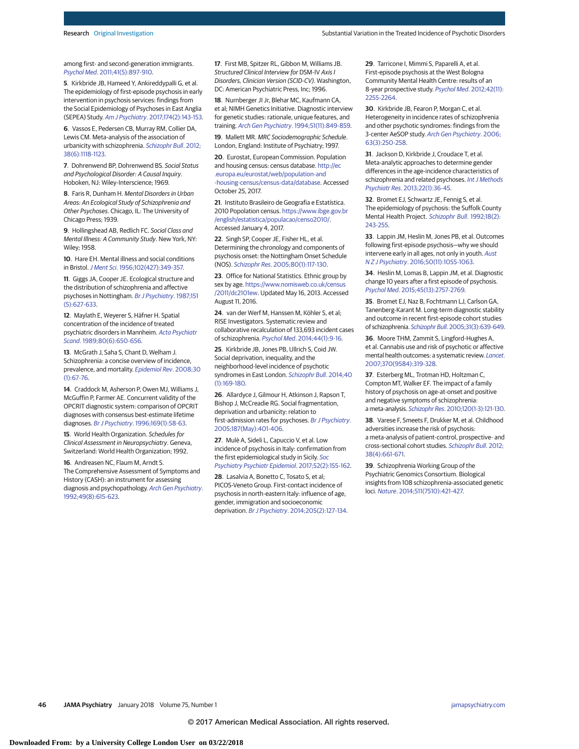among first- and second-generation immigrants. *Psychol Med*. 2011;41(5):897-910.

5. Kirkbride JB, Hameed Y, Ankireddypalli G, et al. The epidemiology of first-episode psychosis in early intervention in psychosis services: findings from the Social Epidemiology of Psychoses in East Anglia (SEPEA) Study. *Am J Psychiatry*. 2017;174(2):143-153.

6. Vassos E, Pedersen CB, Murray RM, Collier DA, Lewis CM. Meta-analysis of the association of urbanicity with schizophrenia. *Schizophr Bull*. 2012;38(6):1118-1123.

7. Dohrenwend BP, Dohrenwend BS. *Social Status and Psychological Disorder: A Causal Inquiry*. Hoboken, NJ: Wiley-Interscience; 1969.

8. Faris R, Dunham H. *Mental Disorders in Urban Areas: An Ecological Study of Schizophrenia and Other Psychoses*. Chicago, IL: The University of Chicago Press; 1939.

9. Hollingshead AB, Redlich FC. *Social Class and Mental Illness: A Community Study*. New York, NY: Wiley; 1958.

10. Hare EH. Mental illness and social conditions in Bristol. *J Ment Sci*. 1956;102(427):349-357.

11. Giggs JA, Cooper JE. Ecological structure and the distribution of schizophrenia and affective psychoses in Nottingham. *Br J Psychiatry*. 1987;151(5):627-633.

12. Maylath E, Weyerer S, Häfner H. Spatial concentration of the incidence of treated psychiatric disorders in Mannheim. *Acta Psychiatr Scand*. 1989;80(6):650-656.

13. McGrath J, Saha S, Chant D, Welham J. Schizophrenia: a concise overview of incidence, prevalence, and mortality. *Epidemiol Rev*. 2008;30(1):67-76.

14. Craddock M, Asherson P, Owen MJ, Williams J, McGuffin P, Farmer AE. Concurrent validity of the OPCRIT diagnostic system: comparison of OPCRIT diagnoses with consensus best-estimate lifetime diagnoses. *Br J Psychiatry*. 1996;169(1):58-63.

15. World Health Organization. *Schedules for Clinical Assessment in Neuropsychiatry*. Geneva, Switzerland: World Health Organization; 1992.

16. Andreasen NC, Flaum M, Arndt S. The Comprehensive Assessment of Symptoms and History (CASH): an instrument for assessing diagnosis and psychopathology. *Arch Gen Psychiatry*. 1992;49(8):615-623.

17. First MB, Spitzer RL, Gibbon M, Williams JB. *Structured Clinical Interview for* DSM-IV *Axis I Disorders, Clinician Version (SCID-CV)*. Washington, DC: American Psychiatric Press, Inc; 1996.

18. Nurnberger JI Jr, Blehar MC, Kaufmann CA, et al; NIMH Genetics Initiative. Diagnostic interview for genetic studies: rationale, unique features, and training. *Arch Gen Psychiatry*. 1994;51(11):849-859.

19. Mallett MR. *MRC Sociodemographic Schedule*. London, England: Institute of Psychiatry; 1997.

20. Eurostat, European Commission. Population and housing census: census database. http://ec.europa.eu/eurostat/web/population-and-housing-census/census-data/database. Accessed October 25, 2017.

21. Instituto Brasileiro de Geografia e Estatística. 2010 Popolation census. https://www.ibge.gov.br/english/estatistica/populacao/censo2010/. Accessed January 4, 2017.

22. Singh SP, Cooper JE, Fisher HL, et al. Determining the chronology and components of psychosis onset: the Nottingham Onset Schedule (NOS). *Schizophr Res*. 2005;80(1):117-130.

23. Office for National Statistics. Ethnic group by sex by age. https://www.nomisweb.co.uk/census/2011/dc2101ew. Updated May 16, 2013. Accessed August 11, 2016.

24. van der Werf M, Hanssen M, Köhler S, et al; RISE Investigators. Systematic review and collaborative recalculation of 133,693 incident cases of schizophrenia. *Psychol Med*. 2014;44(1):9-16.

25. Kirkbride JB, Jones PB, Ullrich S, Coid JW. Social deprivation, inequality, and the neighborhood-level incidence of psychotic syndromes in East London. *Schizophr Bull*. 2014;40(1):169-180.

26. Allardyce J, Gilmour H, Atkinson J, Rapson T, Bishop J, McCreadie RG. Social fragmentation, deprivation and urbanicity: relation to first-admission rates for psychoses. *Br J Psychiatry*. 2005;187(May):401-406.

27. Mulè A, Sideli L, Capuccio V, et al. Low incidence of psychosis in Italy: confirmation from the first epidemiological study in Sicily. *Soc Psychiatry Psychiatr Epidemiol*. 2017;52(2):155-162.

28. Lasalvia A, Bonetto C, Tosato S, et al; PICOS-Veneto Group. First-contact incidence of psychosis in north-eastern Italy: influence of age, gender, immigration and socioeconomic deprivation. *Br J Psychiatry*. 2014;205(2):127-134.

29. Tarricone I, Mimmi S, Paparelli A, et al. First-episode psychosis at the West Bologna Community Mental Health Centre: results of an 8-year prospective study. *Psychol Med*. 2012;42(11):2255-2264.

30. Kirkbride JB, Fearon P, Morgan C, et al. Heterogeneity in incidence rates of schizophrenia and other psychotic syndromes: findings from the 3-center AeSOP study. *Arch Gen Psychiatry*. 2006;63(3):250-258.

31. Jackson D, Kirkbride J, Croudace T, et al. Meta-analytic approaches to determine gender differences in the age-incidence characteristics of schizophrenia and related psychoses. *Int J Methods Psychiatr Res*. 2013;22(1):36-45.

32. Bromet EJ, Schwartz JE, Fennig S, et al. The epidemiology of psychosis: the Suffolk County Mental Health Project. *Schizophr Bull*. 1992;18(2):243-255.

33. Lappin JM, Heslin M, Jones PB, et al. Outcomes following first-episode psychosis—why we should intervene early in all ages, not only in youth. *Aust N Z J Psychiatry*. 2016;50(11):1055-1063.

34. Heslin M, Lomas B, Lappin JM, et al. Diagnostic change 10 years after a first episode of psychosis. *Psychol Med*. 2015;45(13):2757-2769.

35. Bromet EJ, Naz B, Fochtmann LJ, Carlson GA, Tanenberg-Karant M. Long-term diagnostic stability and outcome in recent first-episode cohort studies of schizophrenia. *Schizophr Bull*. 2005;31(3):639-649.

36. Moore THM, Zammit S, Lingford-Hughes A, et al. Cannabis use and risk of psychotic or affective mental health outcomes: a systematic review. *Lancet*. 2007;370(9584):319-328.

37. Esterberg ML, Trotman HD, Holtzman C, Compton MT, Walker EF. The impact of a family history of psychosis on age-at-onset and positive and negative symptoms of schizophrenia: a meta-analysis. *Schizophr Res*. 2010;120(1-3):121-130.

38. Varese F, Smeets F, Drukker M, et al. Childhood adversities increase the risk of psychosis: a meta-analysis of patient-control, prospective- and cross-sectional cohort studies. *Schizophr Bull*. 2012;38(4):661-671.

39. Schizophrenia Working Group of the Psychiatric Genomics Consortium. Biological insights from 108 schizophrenia-associated genetic loci. *Nature*. 2014;511(7510):421-427.